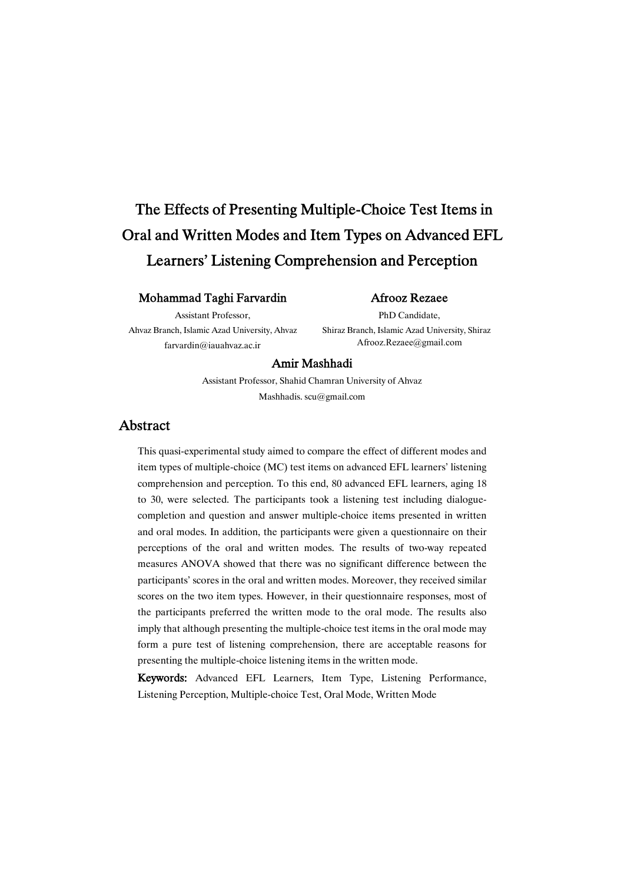# The Effects of Presenting Multiple-Choice Test Items in Oral and Written Modes and Item Types on Advanced EFL Learners' Listening Comprehension and Perception

**Mohammad Taghi Farvardin**
Assistant Professor,
Ahvaz Branch, Islamic Azad University, Ahvaz
farvardin@iauahvaz.ac.ir

**Afrooz Rezaee**
PhD Candidate,
Shiraz Branch, Islamic Azad University, Shiraz
Afrooz.Rezaee@gmail.com

**Amir Mashhadi**
Assistant Professor, Shahid Chamran University of Ahvaz
Mashhadis. scu@gmail.com

## Abstract

This quasi-experimental study aimed to compare the effect of different modes and item types of multiple-choice (MC) test items on advanced EFL learners' listening comprehension and perception. To this end, 80 advanced EFL learners, aging 18 to 30, were selected. The participants took a listening test including dialogue-completion and question and answer multiple-choice items presented in written and oral modes. In addition, the participants were given a questionnaire on their perceptions of the oral and written modes. The results of two-way repeated measures ANOVA showed that there was no significant difference between the participants' scores in the oral and written modes. Moreover, they received similar scores on the two item types. However, in their questionnaire responses, most of the participants preferred the written mode to the oral mode. The results also imply that although presenting the multiple-choice test items in the oral mode may form a pure test of listening comprehension, there are acceptable reasons for presenting the multiple-choice listening items in the written mode.

**Keywords:** Advanced EFL Learners, Item Type, Listening Performance, Listening Perception, Multiple-choice Test, Oral Mode, Written Mode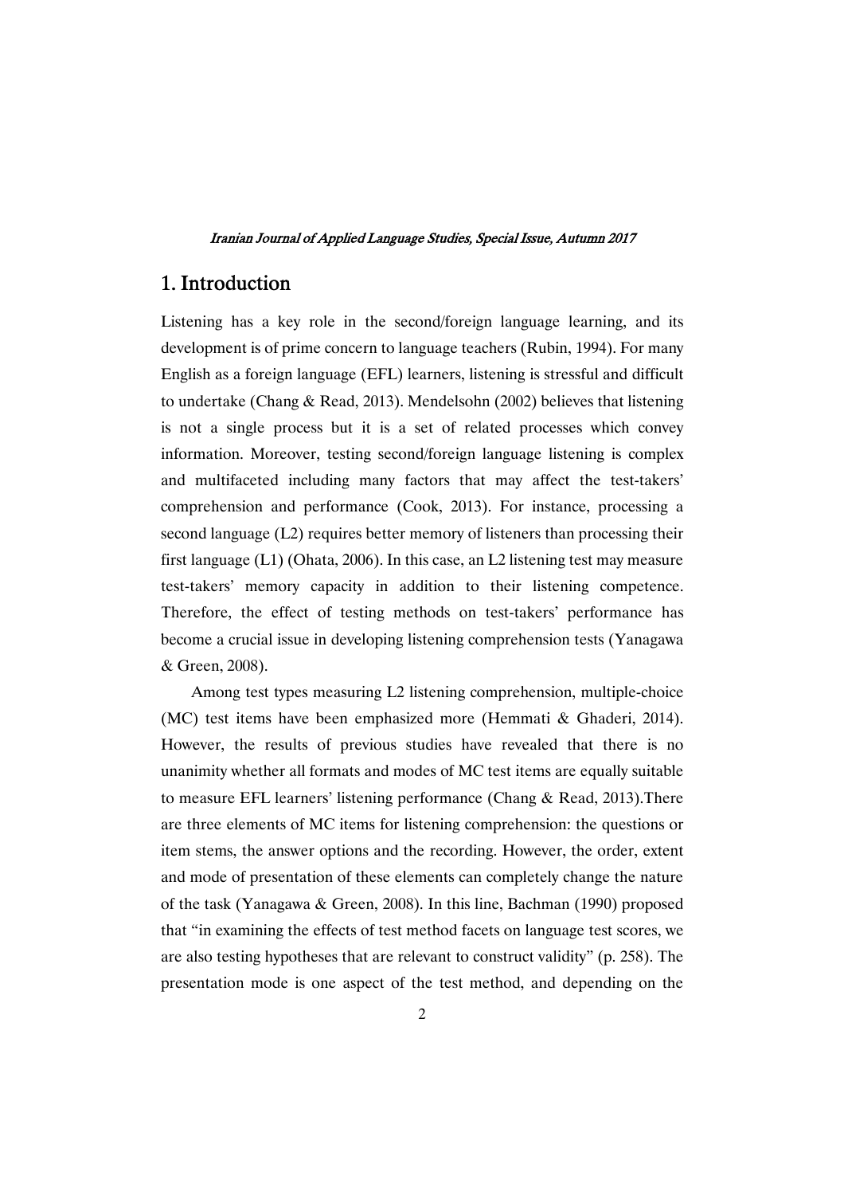## 1. Introduction

Listening has a key role in the second/foreign language learning, and its development is of prime concern to language teachers (Rubin, 1994). For many English as a foreign language (EFL) learners, listening is stressful and difficult to undertake (Chang & Read, 2013). Mendelsohn (2002) believes that listening is not a single process but it is a set of related processes which convey information. Moreover, testing second/foreign language listening is complex and multifaceted including many factors that may affect the test-takers' comprehension and performance (Cook, 2013). For instance, processing a second language (L2) requires better memory of listeners than processing their first language (L1) (Ohata, 2006). In this case, an L2 listening test may measure test-takers' memory capacity in addition to their listening competence. Therefore, the effect of testing methods on test-takers' performance has become a crucial issue in developing listening comprehension tests (Yanagawa & Green, 2008).

Among test types measuring L2 listening comprehension, multiple-choice (MC) test items have been emphasized more (Hemmati & Ghaderi, 2014). However, the results of previous studies have revealed that there is no unanimity whether all formats and modes of MC test items are equally suitable to measure EFL learners' listening performance (Chang & Read, 2013).There are three elements of MC items for listening comprehension: the questions or item stems, the answer options and the recording. However, the order, extent and mode of presentation of these elements can completely change the nature of the task (Yanagawa & Green, 2008). In this line, Bachman (1990) proposed that "in examining the effects of test method facets on language test scores, we are also testing hypotheses that are relevant to construct validity" (p. 258). The presentation mode is one aspect of the test method, and depending on the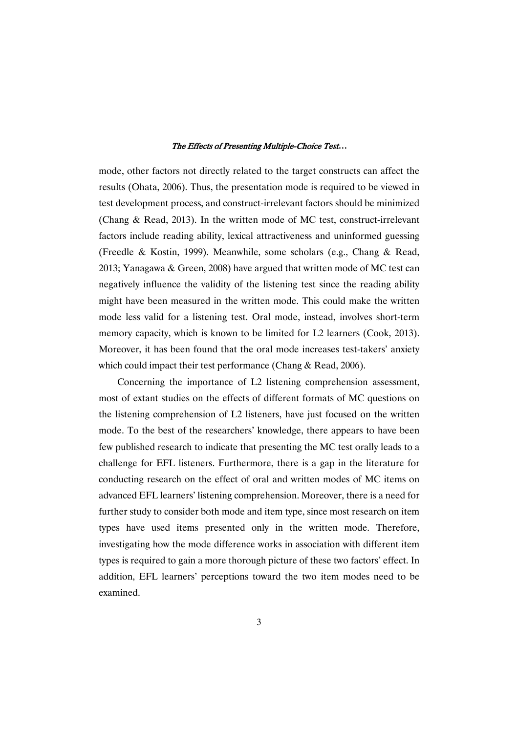mode, other factors not directly related to the target constructs can affect the results (Ohata, 2006). Thus, the presentation mode is required to be viewed in test development process, and construct-irrelevant factors should be minimized (Chang & Read, 2013). In the written mode of MC test, construct-irrelevant factors include reading ability, lexical attractiveness and uninformed guessing (Freedle & Kostin, 1999). Meanwhile, some scholars (e.g., Chang & Read, 2013; Yanagawa & Green, 2008) have argued that written mode of MC test can negatively influence the validity of the listening test since the reading ability might have been measured in the written mode. This could make the written mode less valid for a listening test. Oral mode, instead, involves short-term memory capacity, which is known to be limited for L2 learners (Cook, 2013). Moreover, it has been found that the oral mode increases test-takers' anxiety which could impact their test performance (Chang & Read, 2006).

Concerning the importance of L2 listening comprehension assessment, most of extant studies on the effects of different formats of MC questions on the listening comprehension of L2 listeners, have just focused on the written mode. To the best of the researchers' knowledge, there appears to have been few published research to indicate that presenting the MC test orally leads to a challenge for EFL listeners. Furthermore, there is a gap in the literature for conducting research on the effect of oral and written modes of MC items on advanced EFL learners' listening comprehension. Moreover, there is a need for further study to consider both mode and item type, since most research on item types have used items presented only in the written mode. Therefore, investigating how the mode difference works in association with different item types is required to gain a more thorough picture of these two factors' effect. In addition, EFL learners' perceptions toward the two item modes need to be examined.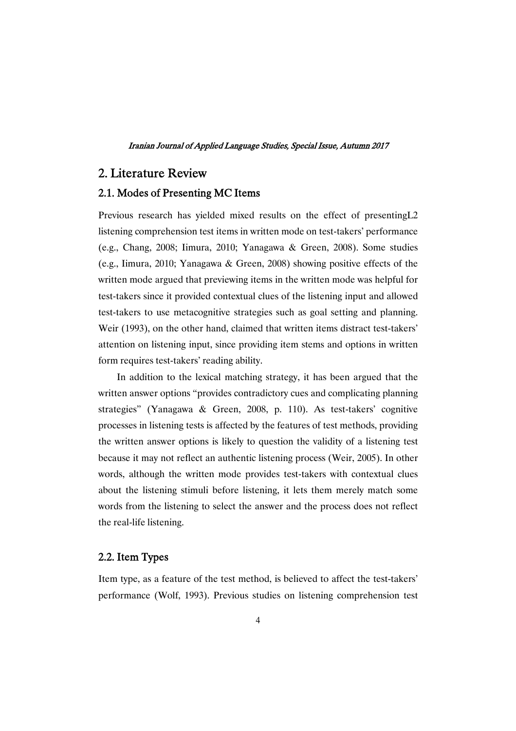## 2. Literature Review

### 2.1. Modes of Presenting MC Items

Previous research has yielded mixed results on the effect of presentingL2 listening comprehension test items in written mode on test-takers' performance (e.g., Chang, 2008; Iimura, 2010; Yanagawa & Green, 2008). Some studies (e.g., Iimura, 2010; Yanagawa & Green, 2008) showing positive effects of the written mode argued that previewing items in the written mode was helpful for test-takers since it provided contextual clues of the listening input and allowed test-takers to use metacognitive strategies such as goal setting and planning. Weir (1993), on the other hand, claimed that written items distract test-takers' attention on listening input, since providing item stems and options in written form requires test-takers' reading ability.

In addition to the lexical matching strategy, it has been argued that the written answer options "provides contradictory cues and complicating planning strategies" (Yanagawa & Green, 2008, p. 110). As test-takers' cognitive processes in listening tests is affected by the features of test methods, providing the written answer options is likely to question the validity of a listening test because it may not reflect an authentic listening process (Weir, 2005). In other words, although the written mode provides test-takers with contextual clues about the listening stimuli before listening, it lets them merely match some words from the listening to select the answer and the process does not reflect the real-life listening.

### 2.2. Item Types

Item type, as a feature of the test method, is believed to affect the test-takers' performance (Wolf, 1993). Previous studies on listening comprehension test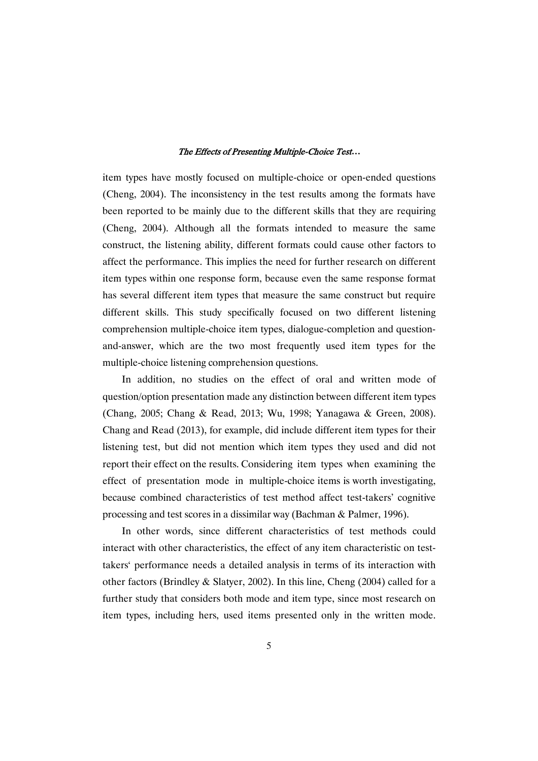item types have mostly focused on multiple-choice or open-ended questions (Cheng, 2004). The inconsistency in the test results among the formats have been reported to be mainly due to the different skills that they are requiring (Cheng, 2004). Although all the formats intended to measure the same construct, the listening ability, different formats could cause other factors to affect the performance. This implies the need for further research on different item types within one response form, because even the same response format has several different item types that measure the same construct but require different skills. This study specifically focused on two different listening comprehension multiple-choice item types, dialogue-completion and question-and-answer, which are the two most frequently used item types for the multiple-choice listening comprehension questions.

In addition, no studies on the effect of oral and written mode of question/option presentation made any distinction between different item types (Chang, 2005; Chang & Read, 2013; Wu, 1998; Yanagawa & Green, 2008). Chang and Read (2013), for example, did include different item types for their listening test, but did not mention which item types they used and did not report their effect on the results. Considering item types when examining the effect of presentation mode in multiple-choice items is worth investigating, because combined characteristics of test method affect test-takers' cognitive processing and test scores in a dissimilar way (Bachman & Palmer, 1996).

In other words, since different characteristics of test methods could interact with other characteristics, the effect of any item characteristic on test-takers' performance needs a detailed analysis in terms of its interaction with other factors (Brindley & Slatyer, 2002). In this line, Cheng (2004) called for a further study that considers both mode and item type, since most research on item types, including hers, used items presented only in the written mode.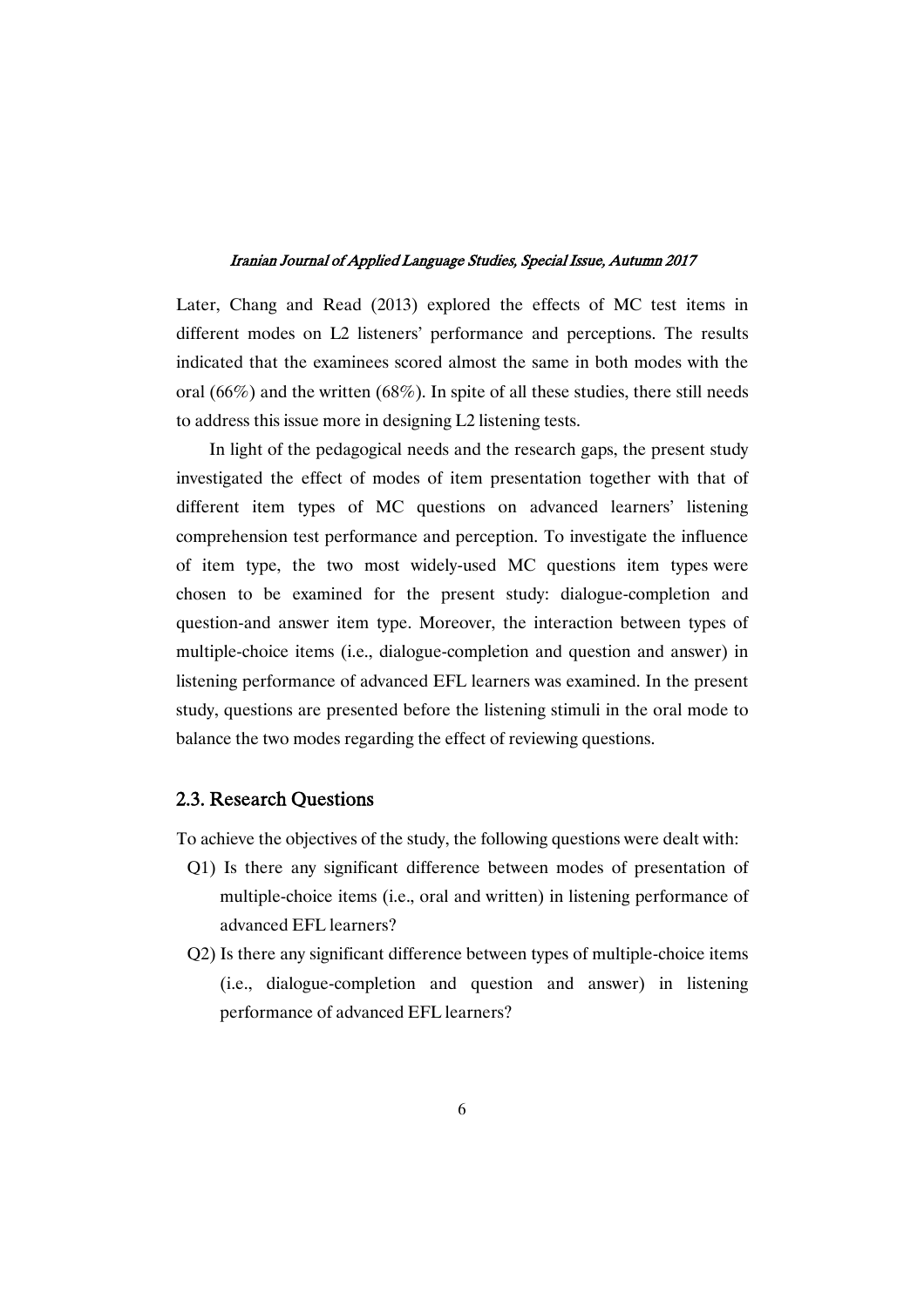Later, Chang and Read (2013) explored the effects of MC test items in different modes on L2 listeners' performance and perceptions. The results indicated that the examinees scored almost the same in both modes with the oral (66%) and the written (68%). In spite of all these studies, there still needs to address this issue more in designing L2 listening tests.

In light of the pedagogical needs and the research gaps, the present study investigated the effect of modes of item presentation together with that of different item types of MC questions on advanced learners' listening comprehension test performance and perception. To investigate the influence of item type, the two most widely-used MC questions item types were chosen to be examined for the present study: dialogue-completion and question-and answer item type. Moreover, the interaction between types of multiple-choice items (i.e., dialogue-completion and question and answer) in listening performance of advanced EFL learners was examined. In the present study, questions are presented before the listening stimuli in the oral mode to balance the two modes regarding the effect of reviewing questions.

## 2.3. Research Questions

To achieve the objectives of the study, the following questions were dealt with:

Q1) Is there any significant difference between modes of presentation of multiple-choice items (i.e., oral and written) in listening performance of advanced EFL learners?

Q2) Is there any significant difference between types of multiple-choice items (i.e., dialogue-completion and question and answer) in listening performance of advanced EFL learners?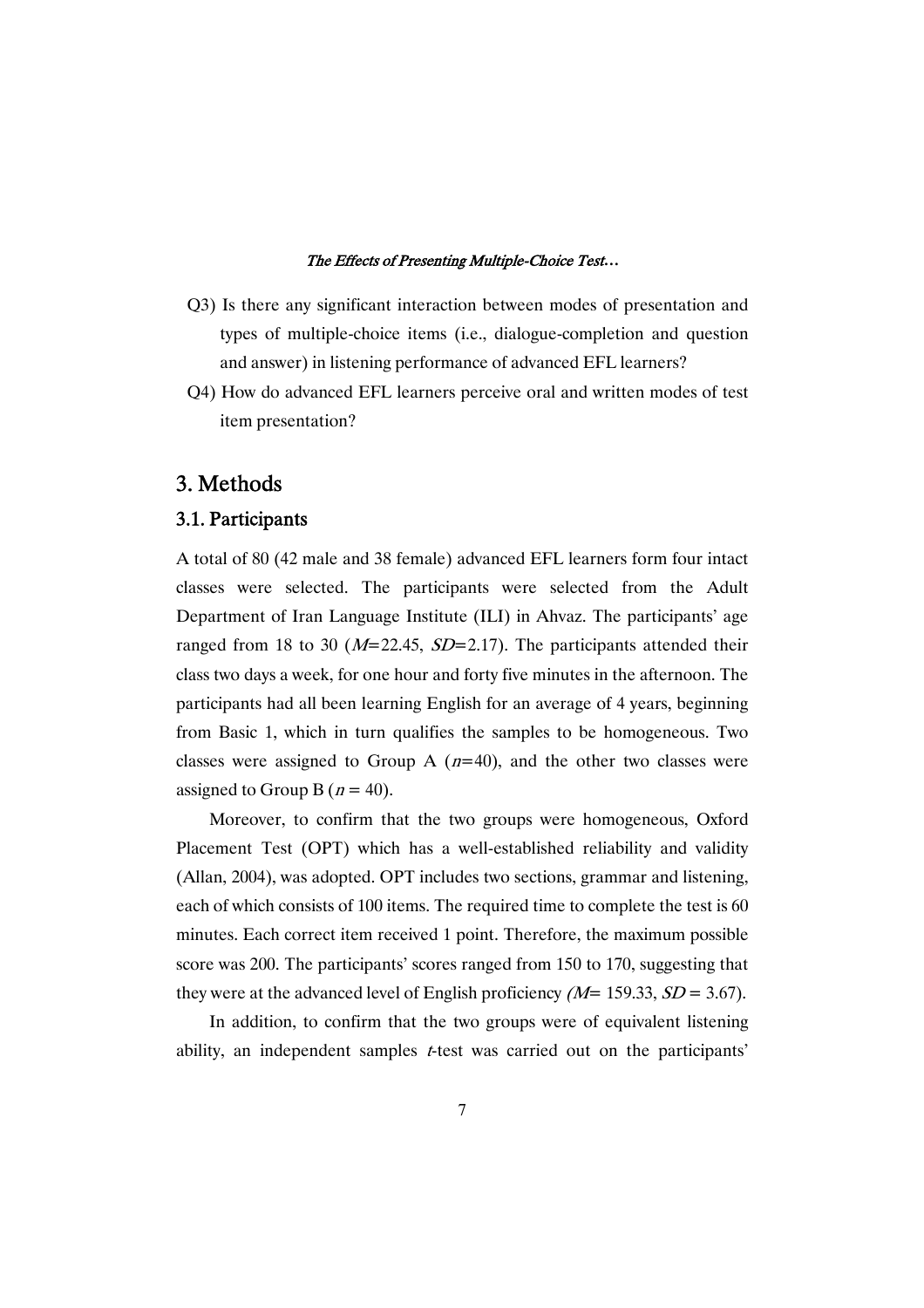Q3) Is there any significant interaction between modes of presentation and types of multiple-choice items (i.e., dialogue-completion and question and answer) in listening performance of advanced EFL learners?

Q4) How do advanced EFL learners perceive oral and written modes of test item presentation?

## 3. Methods

### 3.1. Participants

A total of 80 (42 male and 38 female) advanced EFL learners form four intact classes were selected. The participants were selected from the Adult Department of Iran Language Institute (ILI) in Ahvaz. The participants' age ranged from 18 to 30 ($M$=22.45, $SD$=2.17). The participants attended their class two days a week, for one hour and forty five minutes in the afternoon. The participants had all been learning English for an average of 4 years, beginning from Basic 1, which in turn qualifies the samples to be homogeneous. Two classes were assigned to Group A ($n$=40), and the other two classes were assigned to Group B ($n$ = 40).

Moreover, to confirm that the two groups were homogeneous, Oxford Placement Test (OPT) which has a well-established reliability and validity (Allan, 2004), was adopted. OPT includes two sections, grammar and listening, each of which consists of 100 items. The required time to complete the test is 60 minutes. Each correct item received 1 point. Therefore, the maximum possible score was 200. The participants' scores ranged from 150 to 170, suggesting that they were at the advanced level of English proficiency ($M$= 159.33, $SD$ = 3.67).

In addition, to confirm that the two groups were of equivalent listening ability, an independent samples $t$-test was carried out on the participants'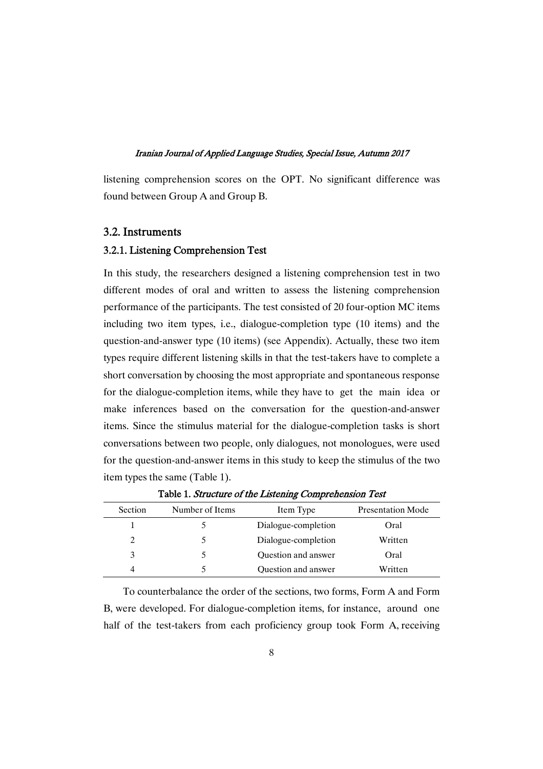listening comprehension scores on the OPT. No significant difference was found between Group A and Group B.

## 3.2. Instruments

### 3.2.1. Listening Comprehension Test

In this study, the researchers designed a listening comprehension test in two different modes of oral and written to assess the listening comprehension performance of the participants. The test consisted of 20 four-option MC items including two item types, i.e., dialogue-completion type (10 items) and the question-and-answer type (10 items) (see Appendix). Actually, these two item types require different listening skills in that the test-takers have to complete a short conversation by choosing the most appropriate and spontaneous response for the dialogue-completion items, while they have to get the main idea or make inferences based on the conversation for the question-and-answer items. Since the stimulus material for the dialogue-completion tasks is short conversations between two people, only dialogues, not monologues, were used for the question-and-answer items in this study to keep the stimulus of the two item types the same (Table 1).

**Table 1.** *Structure of the Listening Comprehension Test*

| Section | Number of Items | Item Type | Presentation Mode |
|---|---|---|---|
| 1 | 5 | Dialogue-completion | Oral |
| 2 | 5 | Dialogue-completion | Written |
| 3 | 5 | Question and answer | Oral |
| 4 | 5 | Question and answer | Written |

To counterbalance the order of the sections, two forms, Form A and Form B, were developed. For dialogue-completion items, for instance, around one half of the test-takers from each proficiency group took Form A, receiving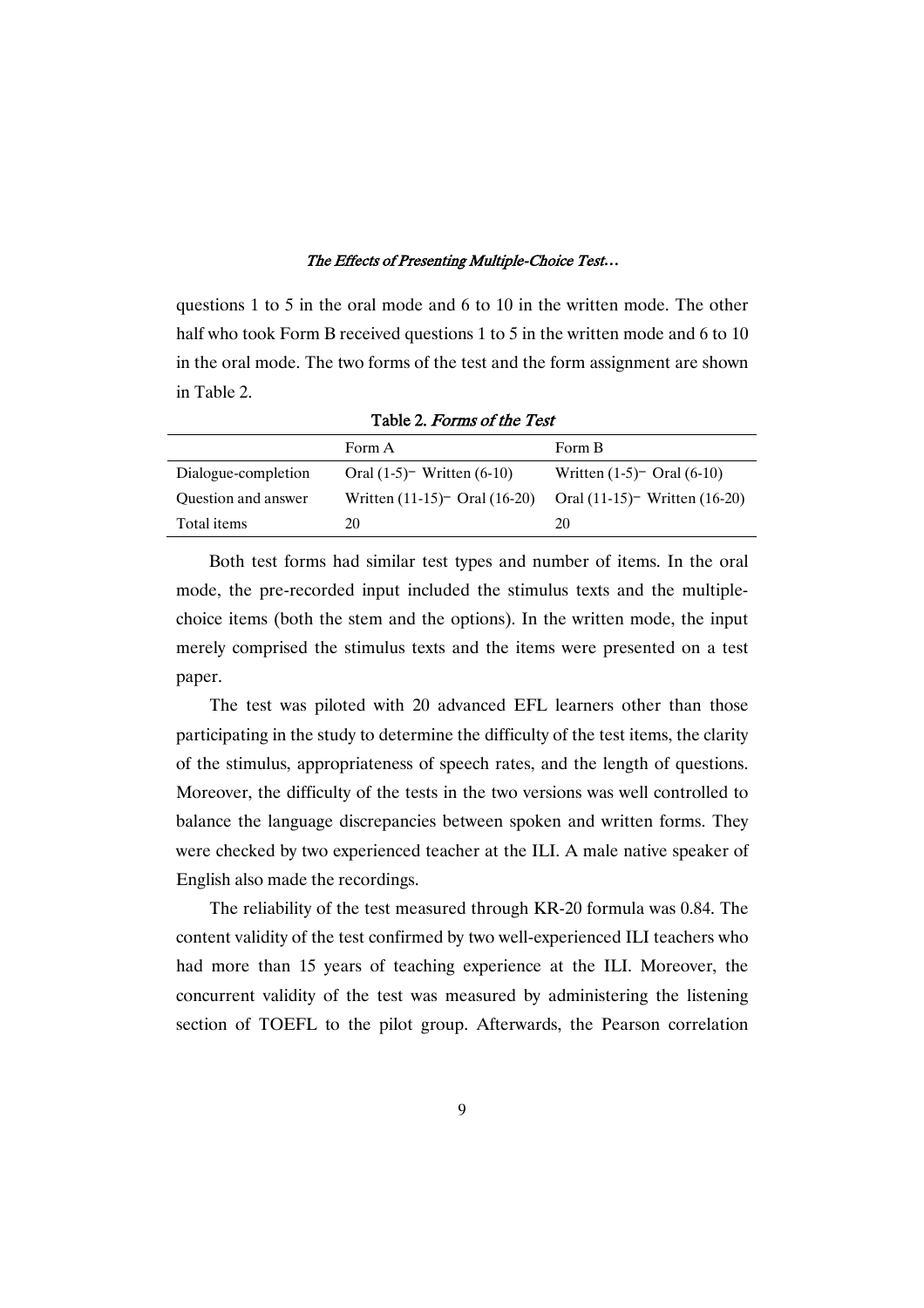questions 1 to 5 in the oral mode and 6 to 10 in the written mode. The other half who took Form B received questions 1 to 5 in the written mode and 6 to 10 in the oral mode. The two forms of the test and the form assignment are shown in Table 2.

Table 2. *Forms of the Test*

| | Form A | Form B |
|---|---|---|
| Dialogue-completion | Oral (1-5)– Written (6-10) | Written (1-5)– Oral (6-10) |
| Question and answer | Written (11-15)– Oral (16-20) | Oral (11-15)– Written (16-20) |
| Total items | 20 | 20 |

Both test forms had similar test types and number of items. In the oral mode, the pre-recorded input included the stimulus texts and the multiple-choice items (both the stem and the options). In the written mode, the input merely comprised the stimulus texts and the items were presented on a test paper.

The test was piloted with 20 advanced EFL learners other than those participating in the study to determine the difficulty of the test items, the clarity of the stimulus, appropriateness of speech rates, and the length of questions. Moreover, the difficulty of the tests in the two versions was well controlled to balance the language discrepancies between spoken and written forms. They were checked by two experienced teacher at the ILI. A male native speaker of English also made the recordings.

The reliability of the test measured through KR-20 formula was 0.84. The content validity of the test confirmed by two well-experienced ILI teachers who had more than 15 years of teaching experience at the ILI. Moreover, the concurrent validity of the test was measured by administering the listening section of TOEFL to the pilot group. Afterwards, the Pearson correlation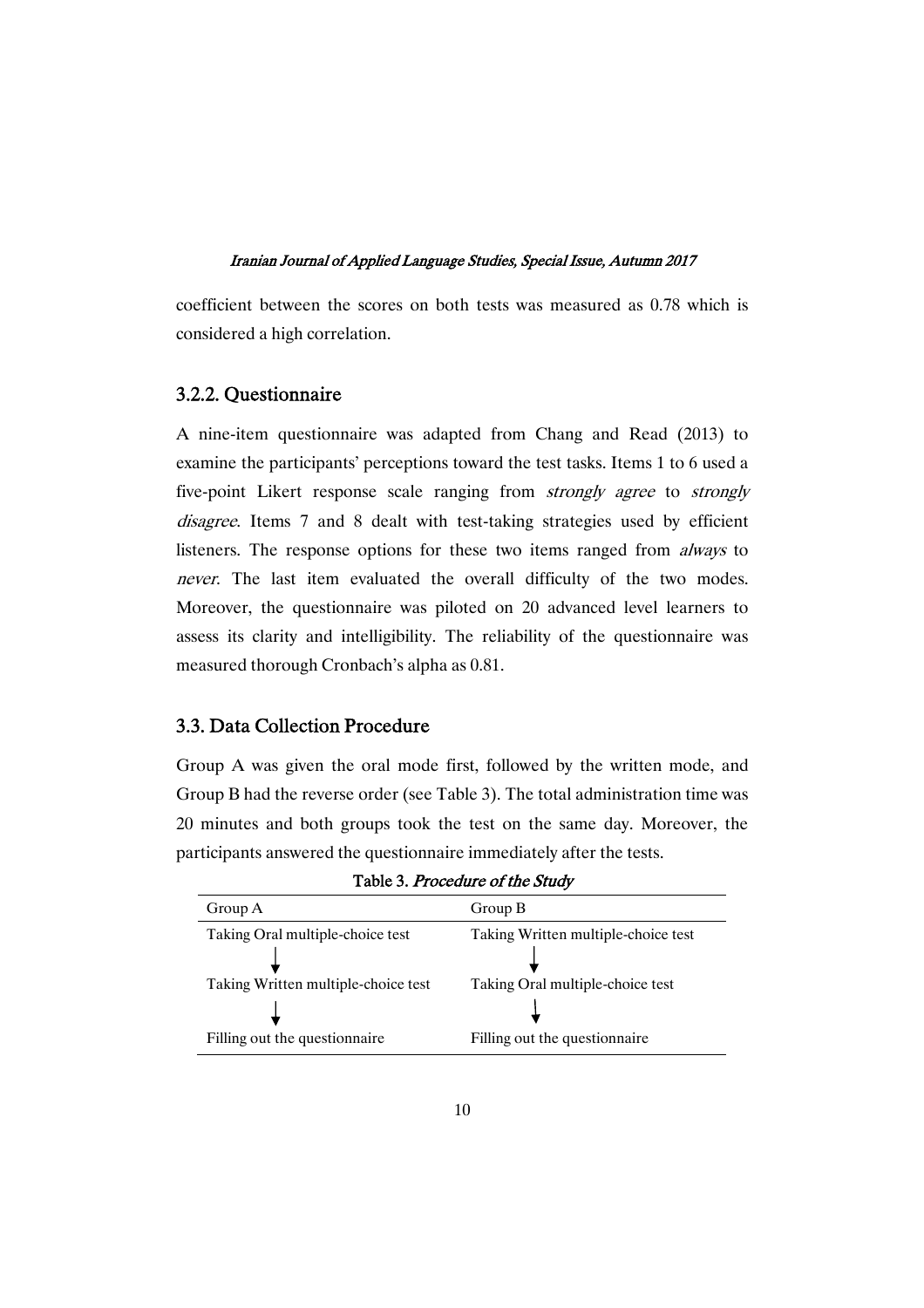coefficient between the scores on both tests was measured as 0.78 which is considered a high correlation.

### 3.2.2. Questionnaire

A nine-item questionnaire was adapted from Chang and Read (2013) to examine the participants' perceptions toward the test tasks. Items 1 to 6 used a five-point Likert response scale ranging from *strongly agree* to *strongly disagree*. Items 7 and 8 dealt with test-taking strategies used by efficient listeners. The response options for these two items ranged from *always* to *never*. The last item evaluated the overall difficulty of the two modes. Moreover, the questionnaire was piloted on 20 advanced level learners to assess its clarity and intelligibility. The reliability of the questionnaire was measured thorough Cronbach's alpha as 0.81.

## 3.3. Data Collection Procedure

Group A was given the oral mode first, followed by the written mode, and Group B had the reverse order (see Table 3). The total administration time was 20 minutes and both groups took the test on the same day. Moreover, the participants answered the questionnaire immediately after the tests.

Table 3. *Procedure of the Study*

| Group A | Group B |
|---|---|
| Taking Oral multiple-choice test | Taking Written multiple-choice test |
| ↓ | ↓ |
| Taking Written multiple-choice test | Taking Oral multiple-choice test |
| ↓ | ↓ |
| Filling out the questionnaire | Filling out the questionnaire |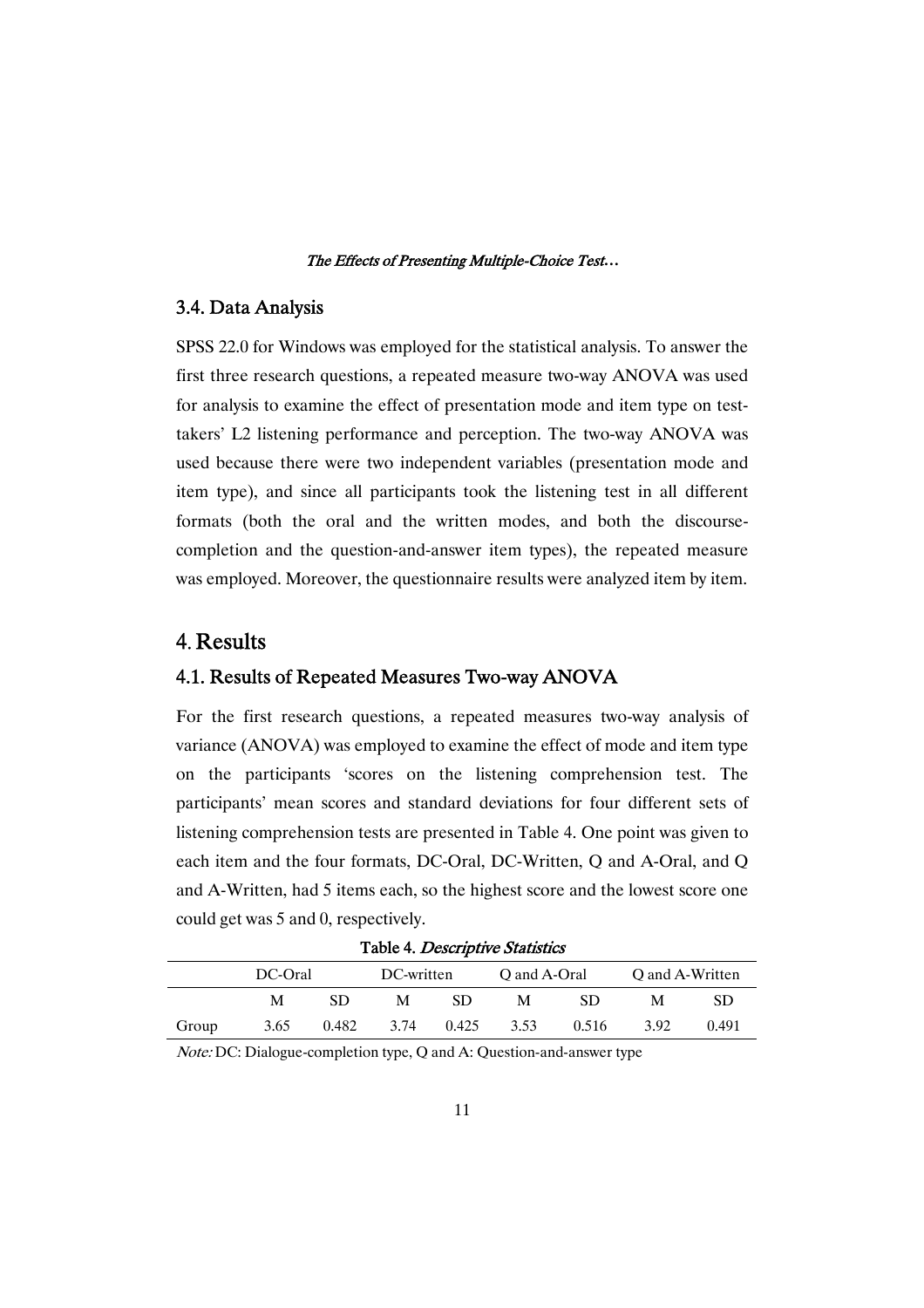### 3.4. Data Analysis

SPSS 22.0 for Windows was employed for the statistical analysis. To answer the first three research questions, a repeated measure two-way ANOVA was used for analysis to examine the effect of presentation mode and item type on test-takers' L2 listening performance and perception. The two-way ANOVA was used because there were two independent variables (presentation mode and item type), and since all participants took the listening test in all different formats (both the oral and the written modes, and both the discourse-completion and the question-and-answer item types), the repeated measure was employed. Moreover, the questionnaire results were analyzed item by item.

## 4. Results

### 4.1. Results of Repeated Measures Two-way ANOVA

For the first research questions, a repeated measures two-way analysis of variance (ANOVA) was employed to examine the effect of mode and item type on the participants 'scores on the listening comprehension test. The participants' mean scores and standard deviations for four different sets of listening comprehension tests are presented in Table 4. One point was given to each item and the four formats, DC-Oral, DC-Written, Q and A-Oral, and Q and A-Written, had 5 items each, so the highest score and the lowest score one could get was 5 and 0, respectively.

Table 4. *Descriptive Statistics*

| | DC-Oral | | DC-written | | Q and A-Oral | | Q and A-Written | |
|---|---|---|---|---|---|---|---|---|
| | M | SD | M | SD | M | SD | M | SD |
| Group | 3.65 | 0.482 | 3.74 | 0.425 | 3.53 | 0.516 | 3.92 | 0.491 |

*Note:* DC: Dialogue-completion type, Q and A: Question-and-answer type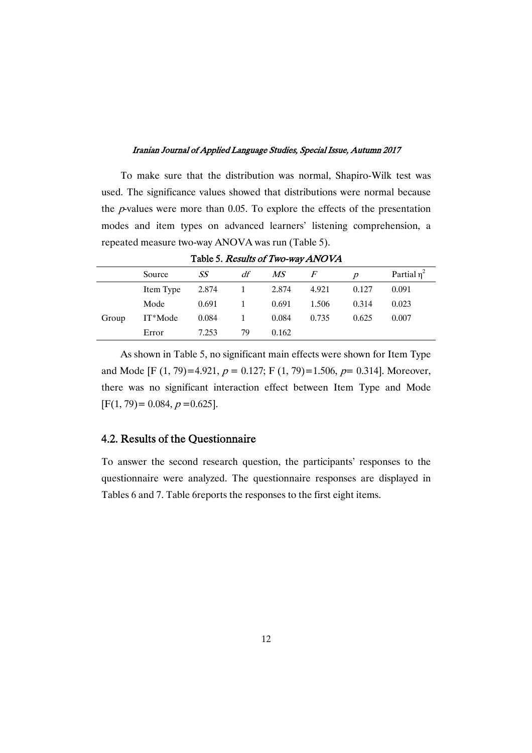To make sure that the distribution was normal, Shapiro-Wilk test was used. The significance values showed that distributions were normal because the *p*-values were more than 0.05. To explore the effects of the presentation modes and item types on advanced learners' listening comprehension, a repeated measure two-way ANOVA was run (Table 5).

Table 5. *Results of Two-way ANOVA*

| | Source | *SS* | *df* | *MS* | *F* | *p* | Partial $\eta^2$ |
|---|---|---|---|---|---|---|---|
| Group | Item Type | 2.874 | 1 | 2.874 | 4.921 | 0.127 | 0.091 |
| | Mode | 0.691 | 1 | 0.691 | 1.506 | 0.314 | 0.023 |
| | IT*Mode | 0.084 | 1 | 0.084 | 0.735 | 0.625 | 0.007 |
| | Error | 7.253 | 79 | 0.162 | | | |

As shown in Table 5, no significant main effects were shown for Item Type and Mode [$F(1, 79)=4.921$, $p = 0.127$; $F(1, 79)=1.506$, $p= 0.314$]. Moreover, there was no significant interaction effect between Item Type and Mode [$F(1, 79)= 0.084$, $p =0.625$].

## 4.2. Results of the Questionnaire

To answer the second research question, the participants' responses to the questionnaire were analyzed. The questionnaire responses are displayed in Tables 6 and 7. Table 6reports the responses to the first eight items.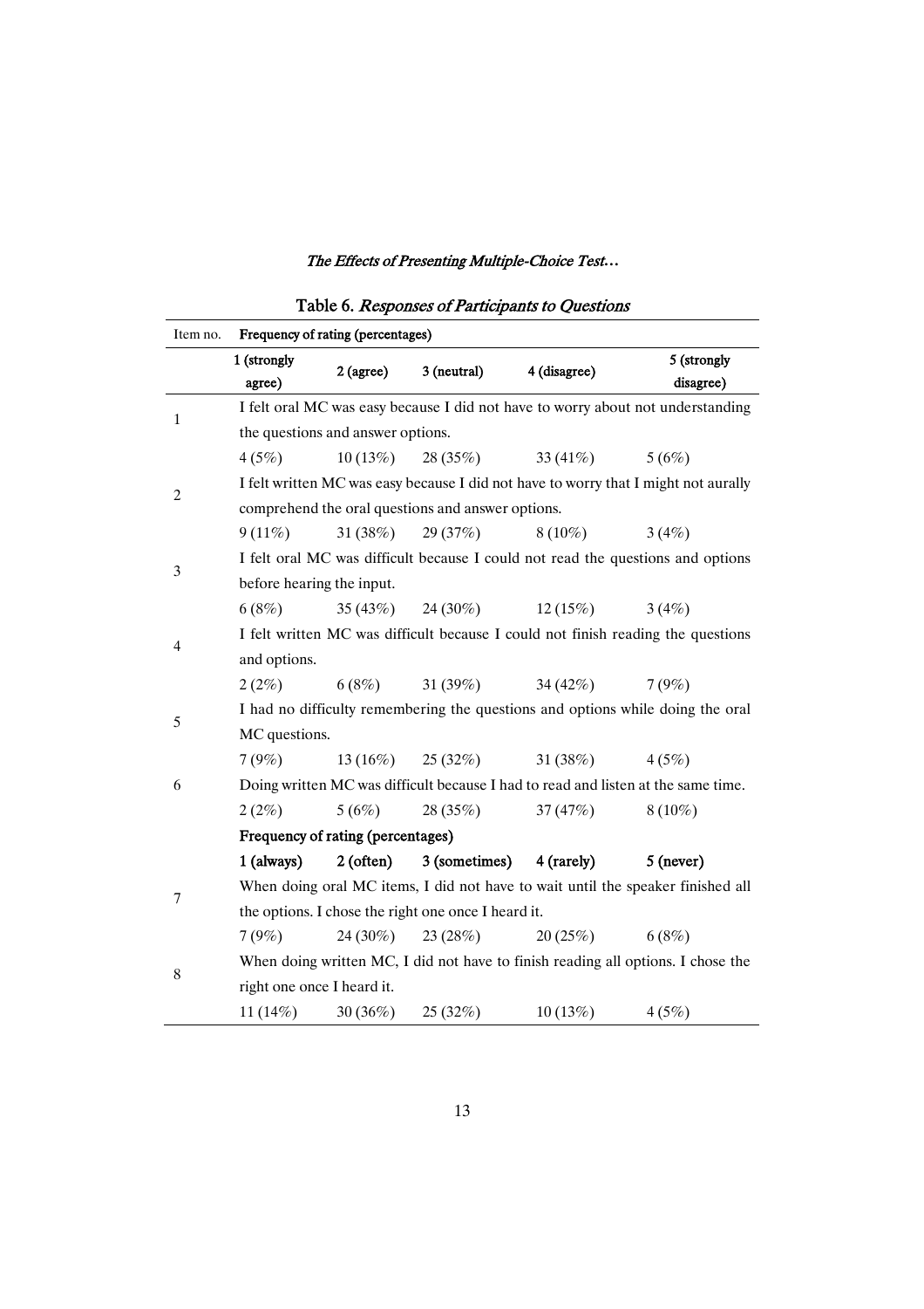Table 6. *Responses of Participants to Questions*

| Item no. | Frequency of rating (percentages) | | | | |
|---|---|---|---|---|---|
| | **1 (strongly agree)** | **2 (agree)** | **3 (neutral)** | **4 (disagree)** | **5 (strongly disagree)** |
| 1 | I felt oral MC was easy because I did not have to worry about not understanding the questions and answer options. | | | | |
| | 4 (5%) | 10 (13%) | 28 (35%) | 33 (41%) | 5 (6%) |
| 2 | I felt written MC was easy because I did not have to worry that I might not aurally comprehend the oral questions and answer options. | | | | |
| | 9 (11%) | 31 (38%) | 29 (37%) | 8 (10%) | 3 (4%) |
| 3 | I felt oral MC was difficult because I could not read the questions and options before hearing the input. | | | | |
| | 6 (8%) | 35 (43%) | 24 (30%) | 12 (15%) | 3 (4%) |
| 4 | I felt written MC was difficult because I could not finish reading the questions and options. | | | | |
| | 2 (2%) | 6 (8%) | 31 (39%) | 34 (42%) | 7 (9%) |
| 5 | I had no difficulty remembering the questions and options while doing the oral MC questions. | | | | |
| | 7 (9%) | 13 (16%) | 25 (32%) | 31 (38%) | 4 (5%) |
| 6 | Doing written MC was difficult because I had to read and listen at the same time. | | | | |
| | 2 (2%) | 5 (6%) | 28 (35%) | 37 (47%) | 8 (10%) |
| | **Frequency of rating (percentages)** | | | | |
| | **1 (always)** | **2 (often)** | **3 (sometimes)** | **4 (rarely)** | **5 (never)** |
| 7 | When doing oral MC items, I did not have to wait until the speaker finished all the options. I chose the right one once I heard it. | | | | |
| | 7 (9%) | 24 (30%) | 23 (28%) | 20 (25%) | 6 (8%) |
| 8 | When doing written MC, I did not have to finish reading all options. I chose the right one once I heard it. | | | | |
| | 11 (14%) | 30 (36%) | 25 (32%) | 10 (13%) | 4 (5%) |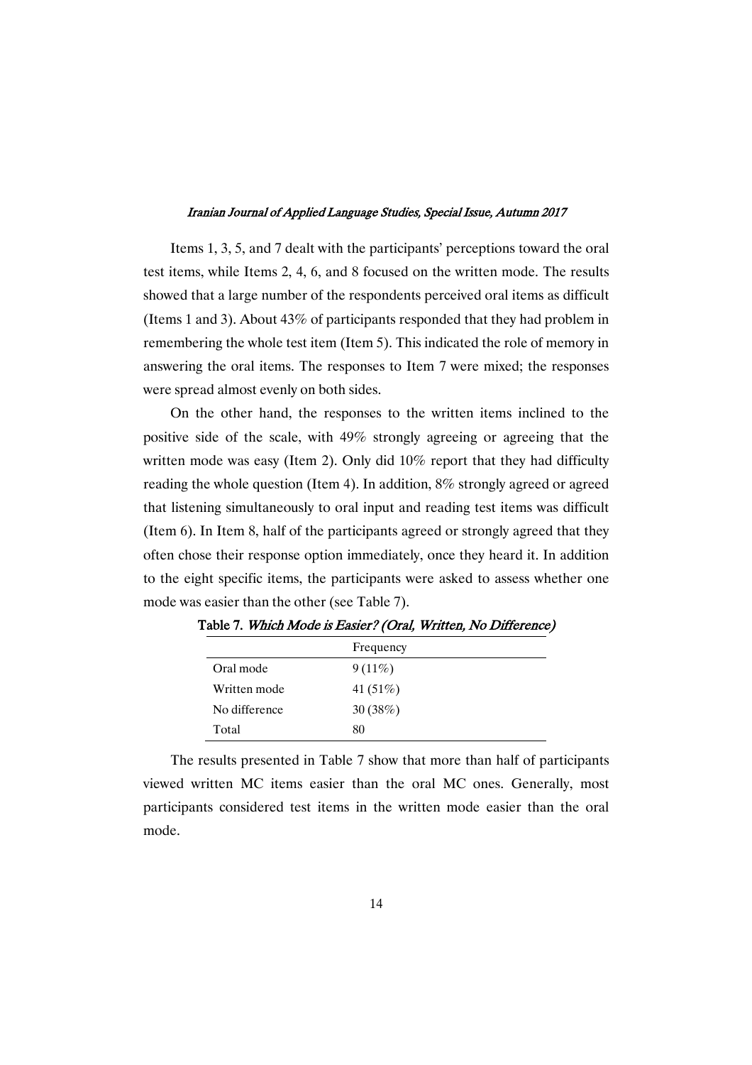Items 1, 3, 5, and 7 dealt with the participants' perceptions toward the oral test items, while Items 2, 4, 6, and 8 focused on the written mode. The results showed that a large number of the respondents perceived oral items as difficult (Items 1 and 3). About 43% of participants responded that they had problem in remembering the whole test item (Item 5). This indicated the role of memory in answering the oral items. The responses to Item 7 were mixed; the responses were spread almost evenly on both sides.

On the other hand, the responses to the written items inclined to the positive side of the scale, with 49% strongly agreeing or agreeing that the written mode was easy (Item 2). Only did 10% report that they had difficulty reading the whole question (Item 4). In addition, 8% strongly agreed or agreed that listening simultaneously to oral input and reading test items was difficult (Item 6). In Item 8, half of the participants agreed or strongly agreed that they often chose their response option immediately, once they heard it. In addition to the eight specific items, the participants were asked to assess whether one mode was easier than the other (see Table 7).

**Table 7.** *Which Mode is Easier? (Oral, Written, No Difference)*

| | Frequency |
|---|---|
| Oral mode | 9 (11%) |
| Written mode | 41 (51%) |
| No difference | 30 (38%) |
| Total | 80 |

The results presented in Table 7 show that more than half of participants viewed written MC items easier than the oral MC ones. Generally, most participants considered test items in the written mode easier than the oral mode.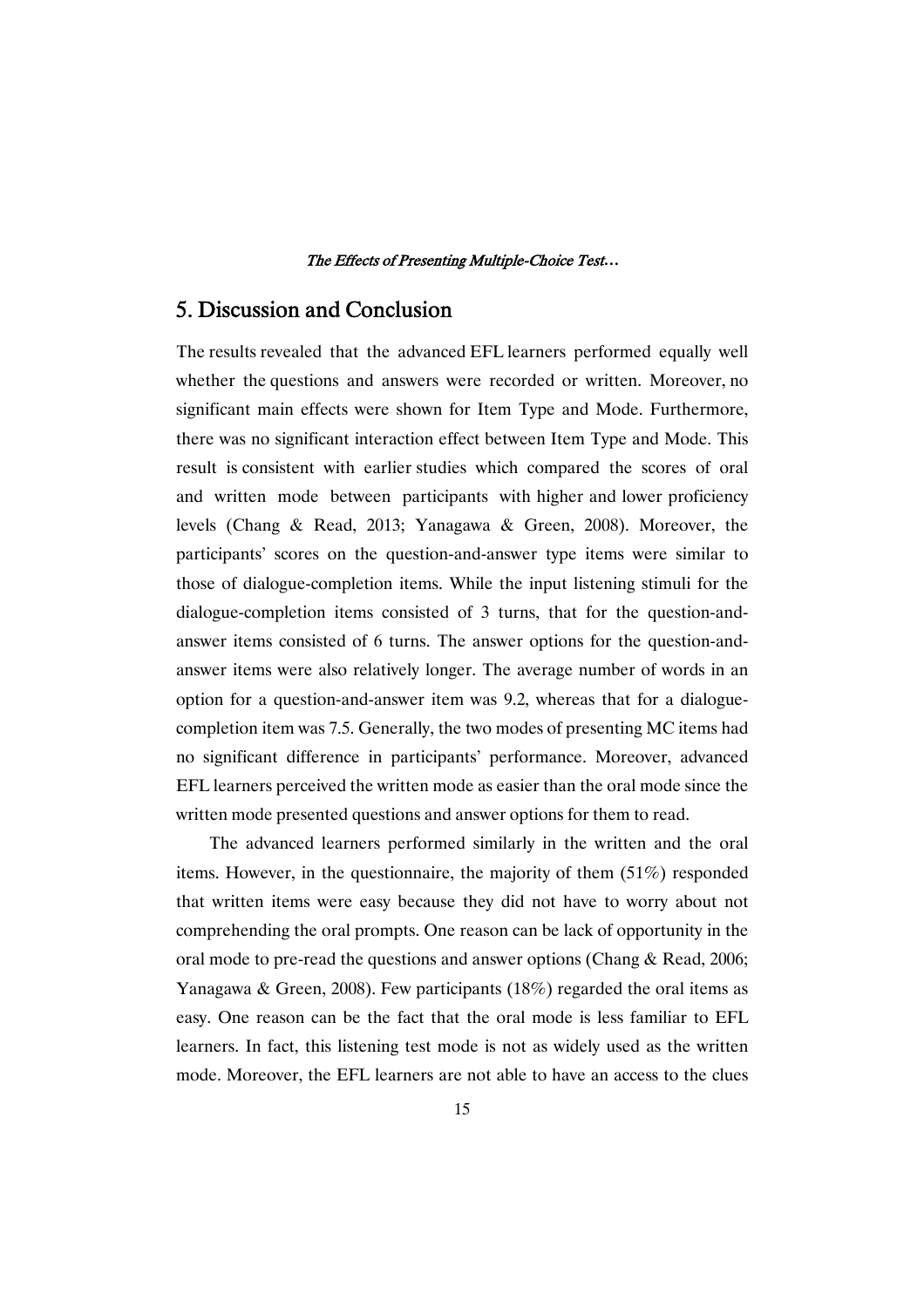## 5. Discussion and Conclusion

The results revealed that the advanced EFL learners performed equally well whether the questions and answers were recorded or written. Moreover, no significant main effects were shown for Item Type and Mode. Furthermore, there was no significant interaction effect between Item Type and Mode. This result is consistent with earlier studies which compared the scores of oral and written mode between participants with higher and lower proficiency levels (Chang & Read, 2013; Yanagawa & Green, 2008). Moreover, the participants' scores on the question-and-answer type items were similar to those of dialogue-completion items. While the input listening stimuli for the dialogue-completion items consisted of 3 turns, that for the question-and-answer items consisted of 6 turns. The answer options for the question-and-answer items were also relatively longer. The average number of words in an option for a question-and-answer item was 9.2, whereas that for a dialogue-completion item was 7.5. Generally, the two modes of presenting MC items had no significant difference in participants' performance. Moreover, advanced EFL learners perceived the written mode as easier than the oral mode since the written mode presented questions and answer options for them to read.

The advanced learners performed similarly in the written and the oral items. However, in the questionnaire, the majority of them (51%) responded that written items were easy because they did not have to worry about not comprehending the oral prompts. One reason can be lack of opportunity in the oral mode to pre-read the questions and answer options (Chang & Read, 2006; Yanagawa & Green, 2008). Few participants (18%) regarded the oral items as easy. One reason can be the fact that the oral mode is less familiar to EFL learners. In fact, this listening test mode is not as widely used as the written mode. Moreover, the EFL learners are not able to have an access to the clues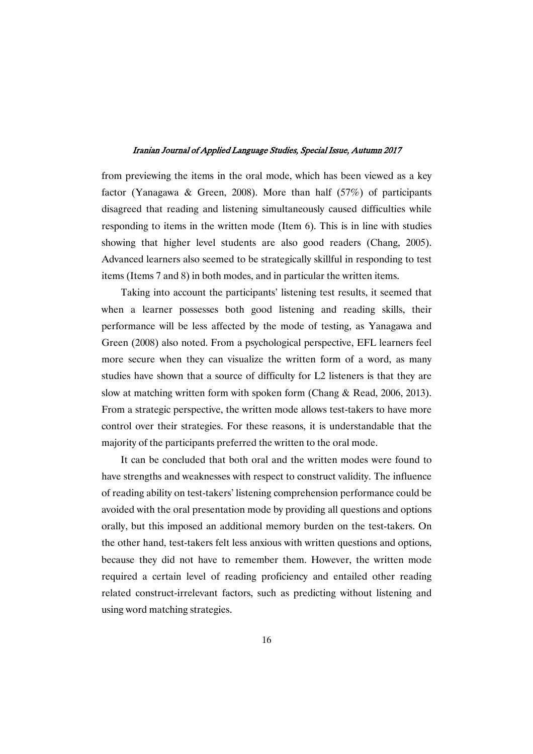from previewing the items in the oral mode, which has been viewed as a key factor (Yanagawa & Green, 2008). More than half (57%) of participants disagreed that reading and listening simultaneously caused difficulties while responding to items in the written mode (Item 6). This is in line with studies showing that higher level students are also good readers (Chang, 2005). Advanced learners also seemed to be strategically skillful in responding to test items (Items 7 and 8) in both modes, and in particular the written items.

Taking into account the participants' listening test results, it seemed that when a learner possesses both good listening and reading skills, their performance will be less affected by the mode of testing, as Yanagawa and Green (2008) also noted. From a psychological perspective, EFL learners feel more secure when they can visualize the written form of a word, as many studies have shown that a source of difficulty for L2 listeners is that they are slow at matching written form with spoken form (Chang & Read, 2006, 2013). From a strategic perspective, the written mode allows test-takers to have more control over their strategies. For these reasons, it is understandable that the majority of the participants preferred the written to the oral mode.

It can be concluded that both oral and the written modes were found to have strengths and weaknesses with respect to construct validity. The influence of reading ability on test-takers' listening comprehension performance could be avoided with the oral presentation mode by providing all questions and options orally, but this imposed an additional memory burden on the test-takers. On the other hand, test-takers felt less anxious with written questions and options, because they did not have to remember them. However, the written mode required a certain level of reading proficiency and entailed other reading related construct-irrelevant factors, such as predicting without listening and using word matching strategies.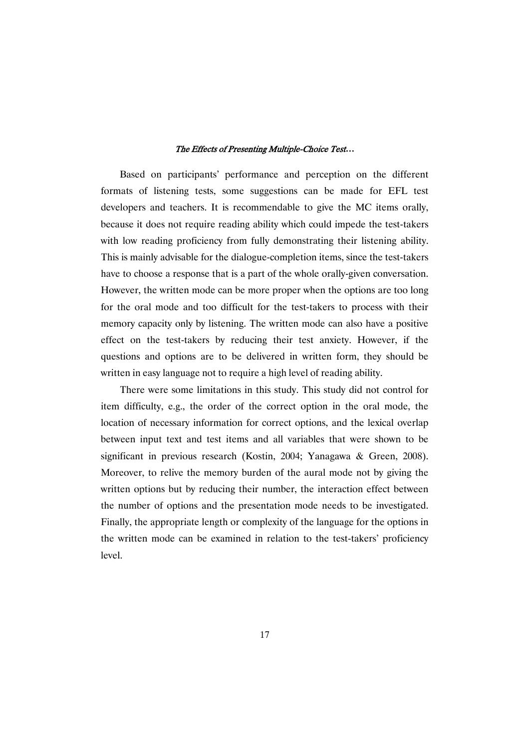Based on participants' performance and perception on the different formats of listening tests, some suggestions can be made for EFL test developers and teachers. It is recommendable to give the MC items orally, because it does not require reading ability which could impede the test-takers with low reading proficiency from fully demonstrating their listening ability. This is mainly advisable for the dialogue-completion items, since the test-takers have to choose a response that is a part of the whole orally-given conversation. However, the written mode can be more proper when the options are too long for the oral mode and too difficult for the test-takers to process with their memory capacity only by listening. The written mode can also have a positive effect on the test-takers by reducing their test anxiety. However, if the questions and options are to be delivered in written form, they should be written in easy language not to require a high level of reading ability.

There were some limitations in this study. This study did not control for item difficulty, e.g., the order of the correct option in the oral mode, the location of necessary information for correct options, and the lexical overlap between input text and test items and all variables that were shown to be significant in previous research (Kostin, 2004; Yanagawa & Green, 2008). Moreover, to relive the memory burden of the aural mode not by giving the written options but by reducing their number, the interaction effect between the number of options and the presentation mode needs to be investigated. Finally, the appropriate length or complexity of the language for the options in the written mode can be examined in relation to the test-takers' proficiency level.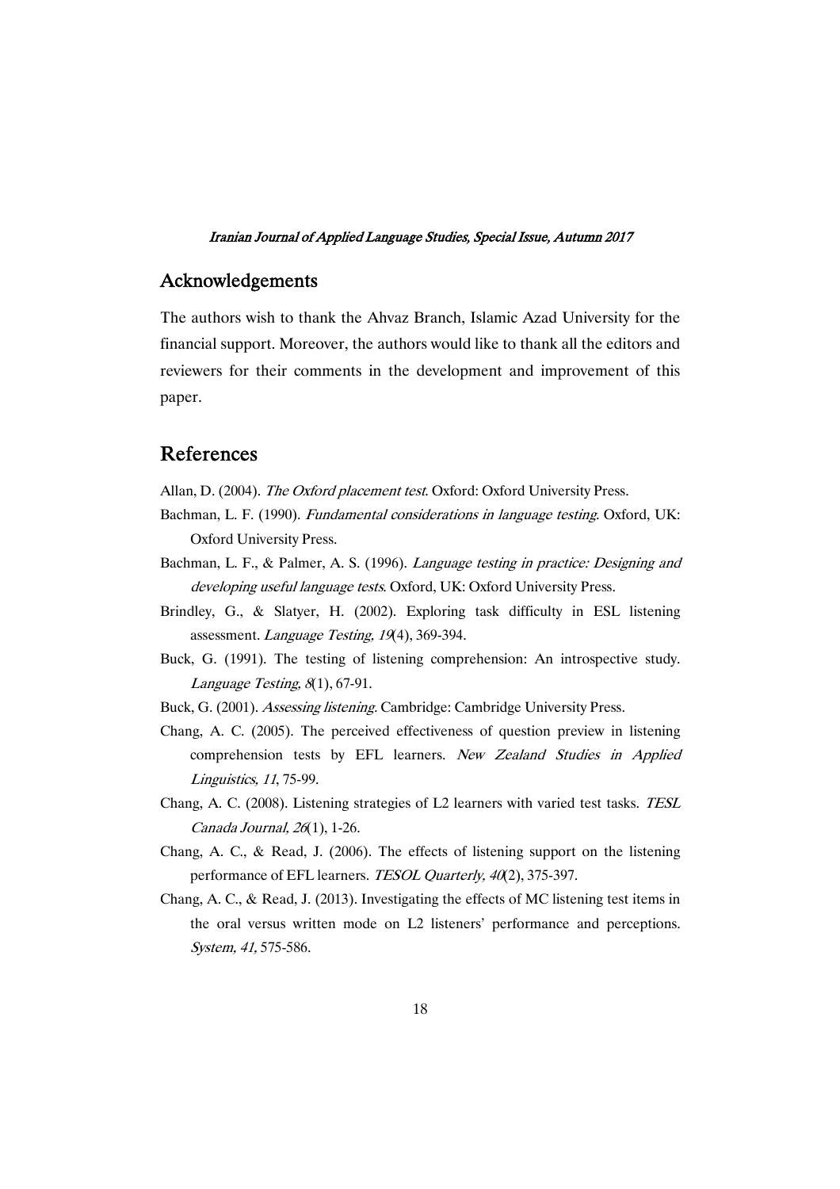## Acknowledgements

The authors wish to thank the Ahvaz Branch, Islamic Azad University for the financial support. Moreover, the authors would like to thank all the editors and reviewers for their comments in the development and improvement of this paper.

## References

Allan, D. (2004). *The Oxford placement test*. Oxford: Oxford University Press.

Bachman, L. F. (1990). *Fundamental considerations in language testing*. Oxford, UK: Oxford University Press.

Bachman, L. F., & Palmer, A. S. (1996). *Language testing in practice: Designing and developing useful language tests*. Oxford, UK: Oxford University Press.

Brindley, G., & Slatyer, H. (2002). Exploring task difficulty in ESL listening assessment. *Language Testing, 19*(4), 369-394.

Buck, G. (1991). The testing of listening comprehension: An introspective study. *Language Testing, 8*(1), 67-91.

Buck, G. (2001). *Assessing listening*. Cambridge: Cambridge University Press.

Chang, A. C. (2005). The perceived effectiveness of question preview in listening comprehension tests by EFL learners. *New Zealand Studies in Applied Linguistics, 11*, 75-99.

Chang, A. C. (2008). Listening strategies of L2 learners with varied test tasks. *TESL Canada Journal, 26*(1), 1-26.

Chang, A. C., & Read, J. (2006). The effects of listening support on the listening performance of EFL learners. *TESOL Quarterly, 40*(2), 375-397.

Chang, A. C., & Read, J. (2013). Investigating the effects of MC listening test items in the oral versus written mode on L2 listeners' performance and perceptions. *System, 41,* 575-586.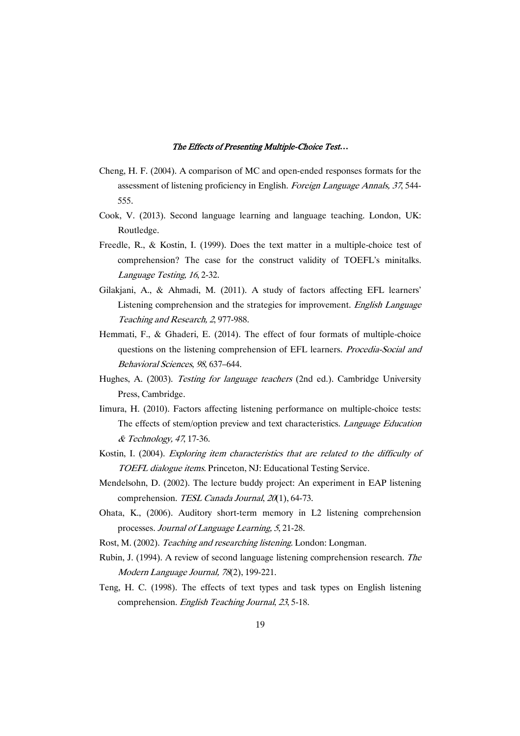Cheng, H. F. (2004). A comparison of MC and open-ended responses formats for the assessment of listening proficiency in English. *Foreign Language Annals, 37*, 544-555.

Cook, V. (2013). Second language learning and language teaching. London, UK: Routledge.

Freedle, R., & Kostin, I. (1999). Does the text matter in a multiple-choice test of comprehension? The case for the construct validity of TOEFL's minitalks. *Language Testing, 16*, 2-32.

Gilakjani, A., & Ahmadi, M. (2011). A study of factors affecting EFL learners' Listening comprehension and the strategies for improvement. *English Language Teaching and Research, 2*, 977-988.

Hemmati, F., & Ghaderi, E. (2014). The effect of four formats of multiple-choice questions on the listening comprehension of EFL learners. *Procedia-Social and Behavioral Sciences, 98*, 637–644.

Hughes, A. (2003). *Testing for language teachers* (2nd ed.). Cambridge University Press, Cambridge.

Iimura, H. (2010). Factors affecting listening performance on multiple-choice tests: The effects of stem/option preview and text characteristics. *Language Education & Technology, 47*, 17-36.

Kostin, I. (2004). *Exploring item characteristics that are related to the difficulty of TOEFL dialogue items*. Princeton, NJ: Educational Testing Service.

Mendelsohn, D. (2002). The lecture buddy project: An experiment in EAP listening comprehension. *TESL Canada Journal, 20*(1), 64-73.

Ohata, K., (2006). Auditory short-term memory in L2 listening comprehension processes. *Journal of Language Learning, 5*, 21-28.

Rost, M. (2002). *Teaching and researching listening*. London: Longman.

Rubin, J. (1994). A review of second language listening comprehension research. *The Modern Language Journal, 78*(2), 199-221.

Teng, H. C. (1998). The effects of text types and task types on English listening comprehension. *English Teaching Journal, 23*, 5-18.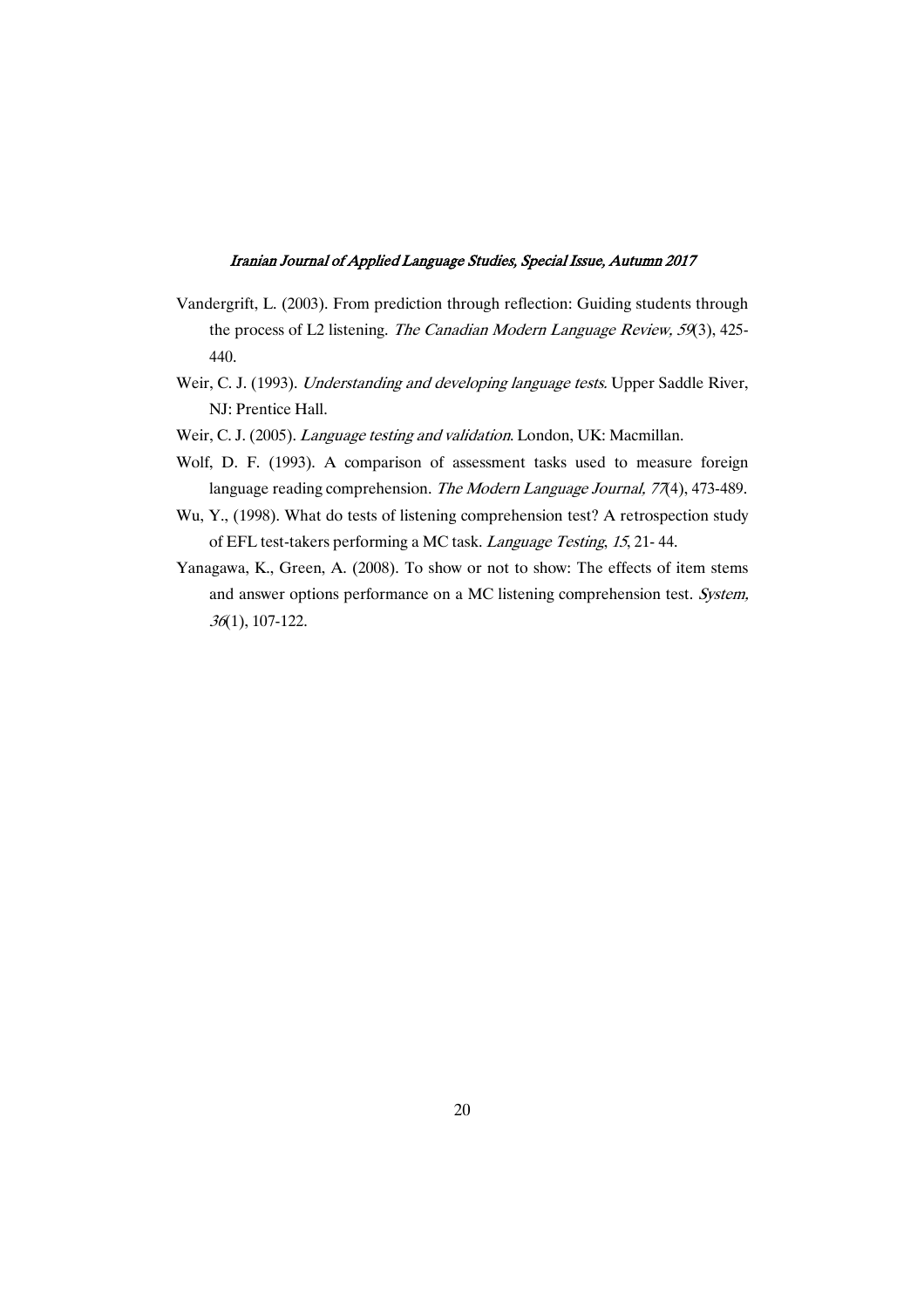Vandergrift, L. (2003). From prediction through reflection: Guiding students through the process of L2 listening. *The Canadian Modern Language Review, 59*(3), 425-440.

Weir, C. J. (1993). *Understanding and developing language tests*. Upper Saddle River, NJ: Prentice Hall.

Weir, C. J. (2005). *Language testing and validation*. London, UK: Macmillan.

Wolf, D. F. (1993). A comparison of assessment tasks used to measure foreign language reading comprehension. *The Modern Language Journal, 77*(4), 473-489.

Wu, Y., (1998). What do tests of listening comprehension test? A retrospection study of EFL test-takers performing a MC task. *Language Testing*, *15*, 21- 44.

Yanagawa, K., Green, A. (2008). To show or not to show: The effects of item stems and answer options performance on a MC listening comprehension test. *System, 36*(1), 107-122.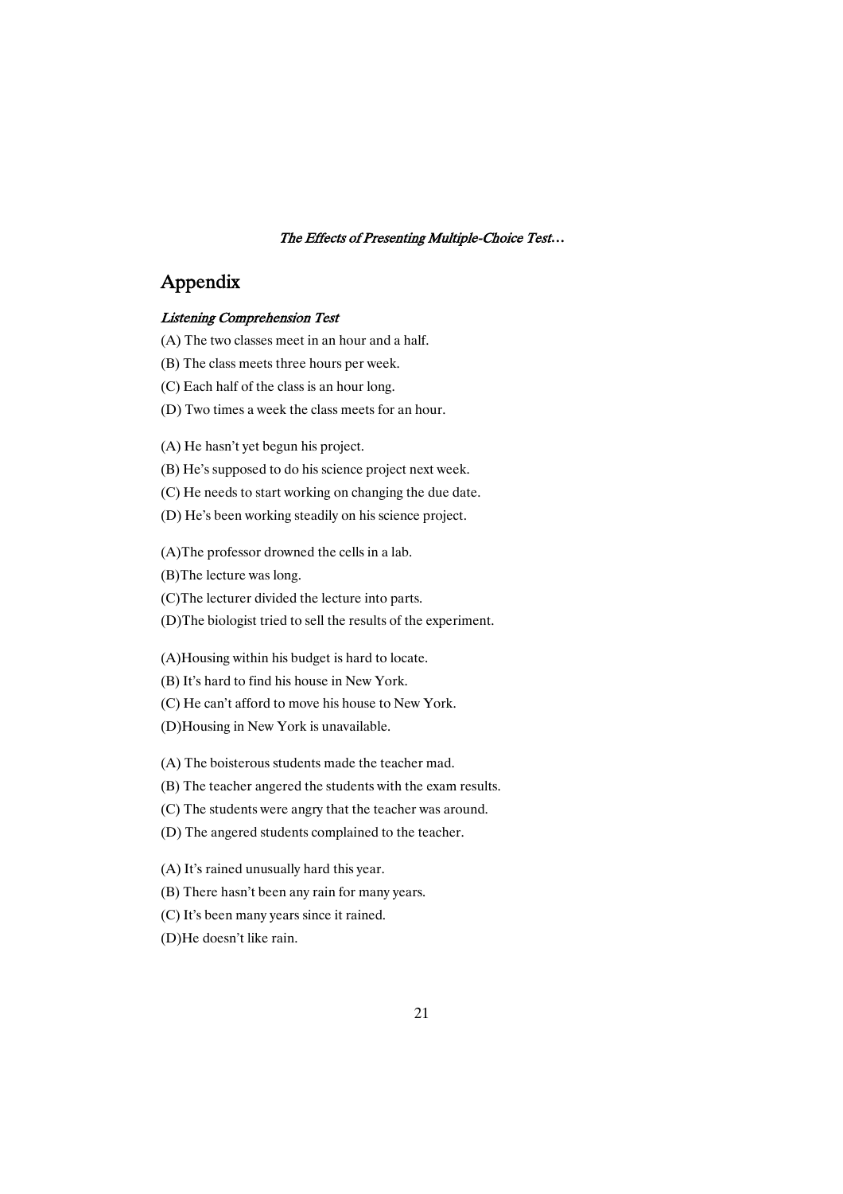## Appendix

*Listening Comprehension Test*

(A) The two classes meet in an hour and a half.

(B) The class meets three hours per week.

(C) Each half of the class is an hour long.

(D) Two times a week the class meets for an hour.

(A) He hasn't yet begun his project.

(B) He's supposed to do his science project next week.

(C) He needs to start working on changing the due date.

(D) He's been working steadily on his science project.

(A)The professor drowned the cells in a lab.

(B)The lecture was long.

(C)The lecturer divided the lecture into parts.

(D)The biologist tried to sell the results of the experiment.

(A)Housing within his budget is hard to locate.

(B) It's hard to find his house in New York.

(C) He can't afford to move his house to New York.

(D)Housing in New York is unavailable.

(A) The boisterous students made the teacher mad.

(B) The teacher angered the students with the exam results.

(C) The students were angry that the teacher was around.

(D) The angered students complained to the teacher.

(A) It's rained unusually hard this year.

(B) There hasn't been any rain for many years.

(C) It's been many years since it rained.

(D)He doesn't like rain.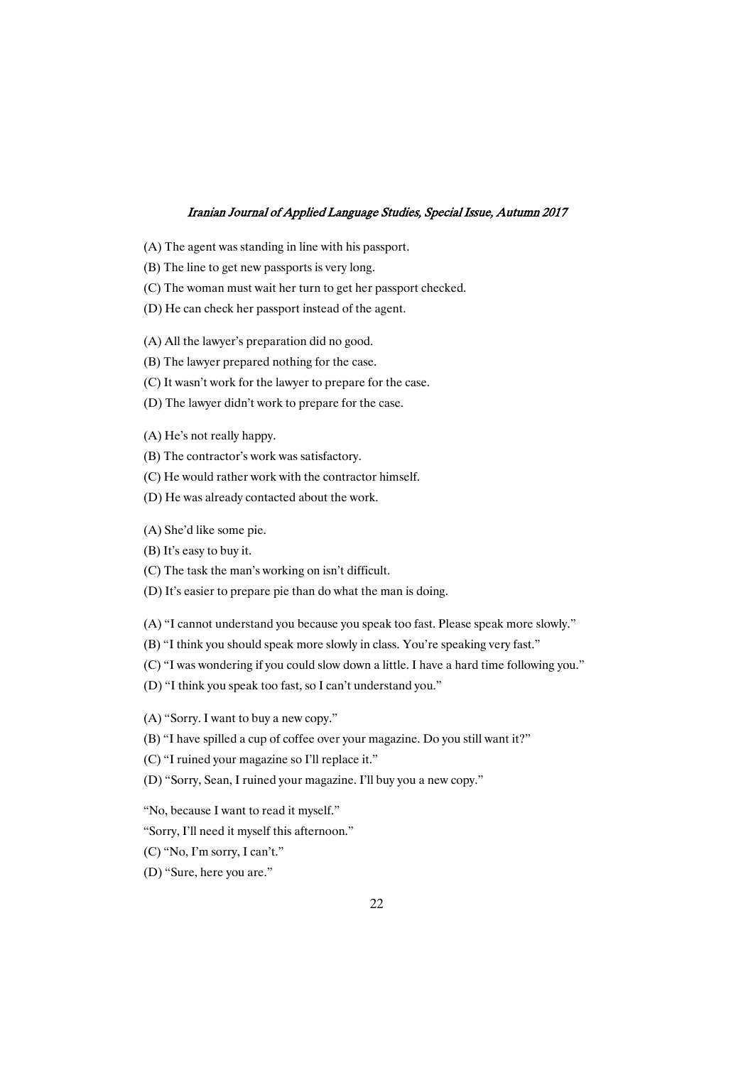(A) The agent was standing in line with his passport.

(B) The line to get new passports is very long.

(C) The woman must wait her turn to get her passport checked.

(D) He can check her passport instead of the agent.

(A) All the lawyer's preparation did no good.

(B) The lawyer prepared nothing for the case.

(C) It wasn't work for the lawyer to prepare for the case.

(D) The lawyer didn't work to prepare for the case.

(A) He's not really happy.

(B) The contractor's work was satisfactory.

(C) He would rather work with the contractor himself.

(D) He was already contacted about the work.

(A) She'd like some pie.

(B) It's easy to buy it.

(C) The task the man's working on isn't difficult.

(D) It's easier to prepare pie than do what the man is doing.

(A) "I cannot understand you because you speak too fast. Please speak more slowly."

(B) "I think you should speak more slowly in class. You're speaking very fast."

(C) "I was wondering if you could slow down a little. I have a hard time following you."

(D) "I think you speak too fast, so I can't understand you."

(A) "Sorry. I want to buy a new copy."

(B) "I have spilled a cup of coffee over your magazine. Do you still want it?"

(C) "I ruined your magazine so I'll replace it."

(D) "Sorry, Sean, I ruined your magazine. I'll buy you a new copy."

"No, because I want to read it myself."

"Sorry, I'll need it myself this afternoon."

(C) "No, I'm sorry, I can't."

(D) "Sure, here you are."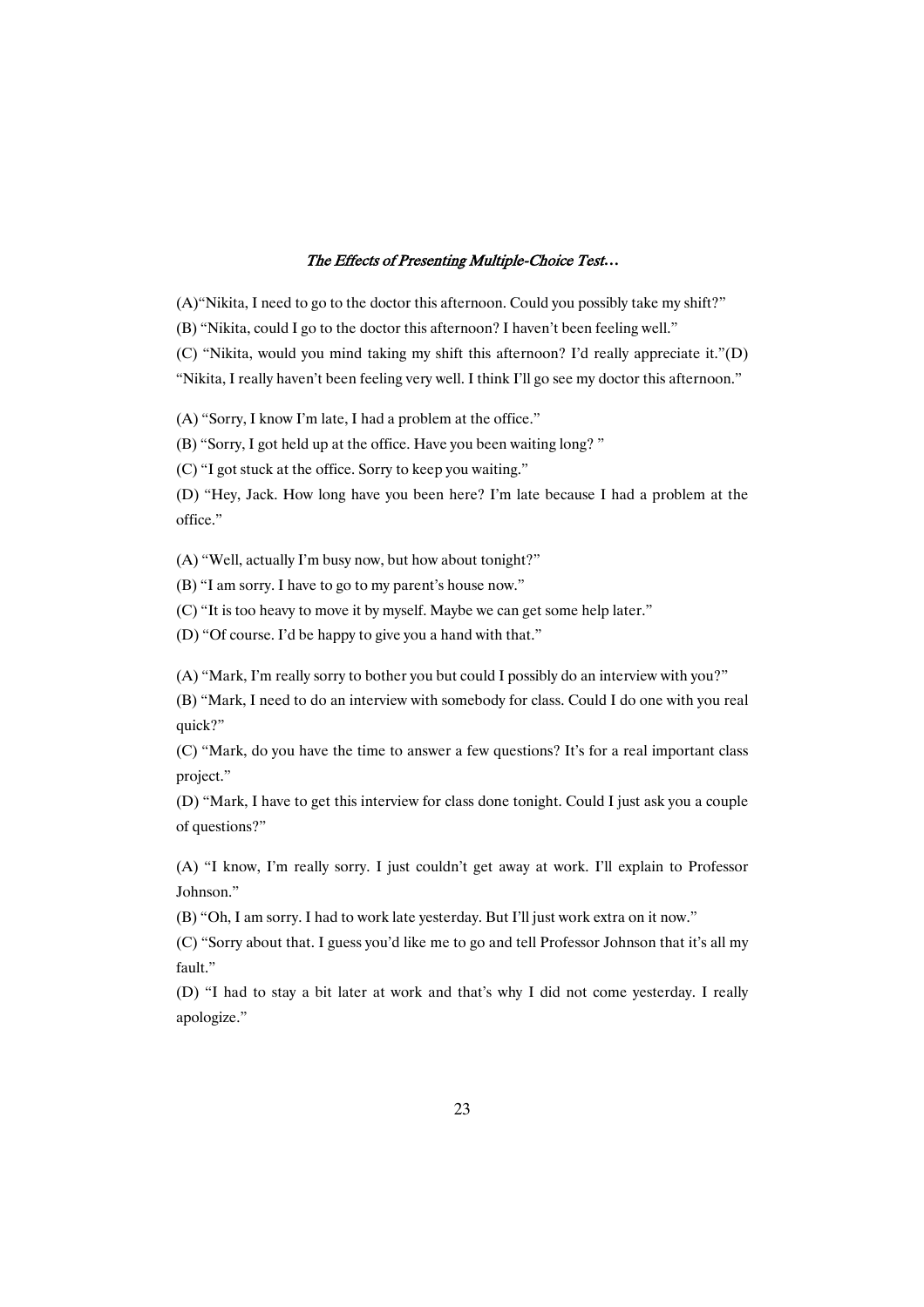(A)"Nikita, I need to go to the doctor this afternoon. Could you possibly take my shift?"

(B) "Nikita, could I go to the doctor this afternoon? I haven't been feeling well."

(C) "Nikita, would you mind taking my shift this afternoon? I'd really appreciate it."(D) "Nikita, I really haven't been feeling very well. I think I'll go see my doctor this afternoon."

(A) "Sorry, I know I'm late, I had a problem at the office."

(B) "Sorry, I got held up at the office. Have you been waiting long? "

(C) "I got stuck at the office. Sorry to keep you waiting."

(D) "Hey, Jack. How long have you been here? I'm late because I had a problem at the office."

(A) "Well, actually I'm busy now, but how about tonight?"

(B) "I am sorry. I have to go to my parent's house now."

(C) "It is too heavy to move it by myself. Maybe we can get some help later."

(D) "Of course. I'd be happy to give you a hand with that."

(A) "Mark, I'm really sorry to bother you but could I possibly do an interview with you?"

(B) "Mark, I need to do an interview with somebody for class. Could I do one with you real quick?"

(C) "Mark, do you have the time to answer a few questions? It's for a real important class project."

(D) "Mark, I have to get this interview for class done tonight. Could I just ask you a couple of questions?"

(A) "I know, I'm really sorry. I just couldn't get away at work. I'll explain to Professor Johnson."

(B) "Oh, I am sorry. I had to work late yesterday. But I'll just work extra on it now."

(C) "Sorry about that. I guess you'd like me to go and tell Professor Johnson that it's all my fault."

(D) "I had to stay a bit later at work and that's why I did not come yesterday. I really apologize."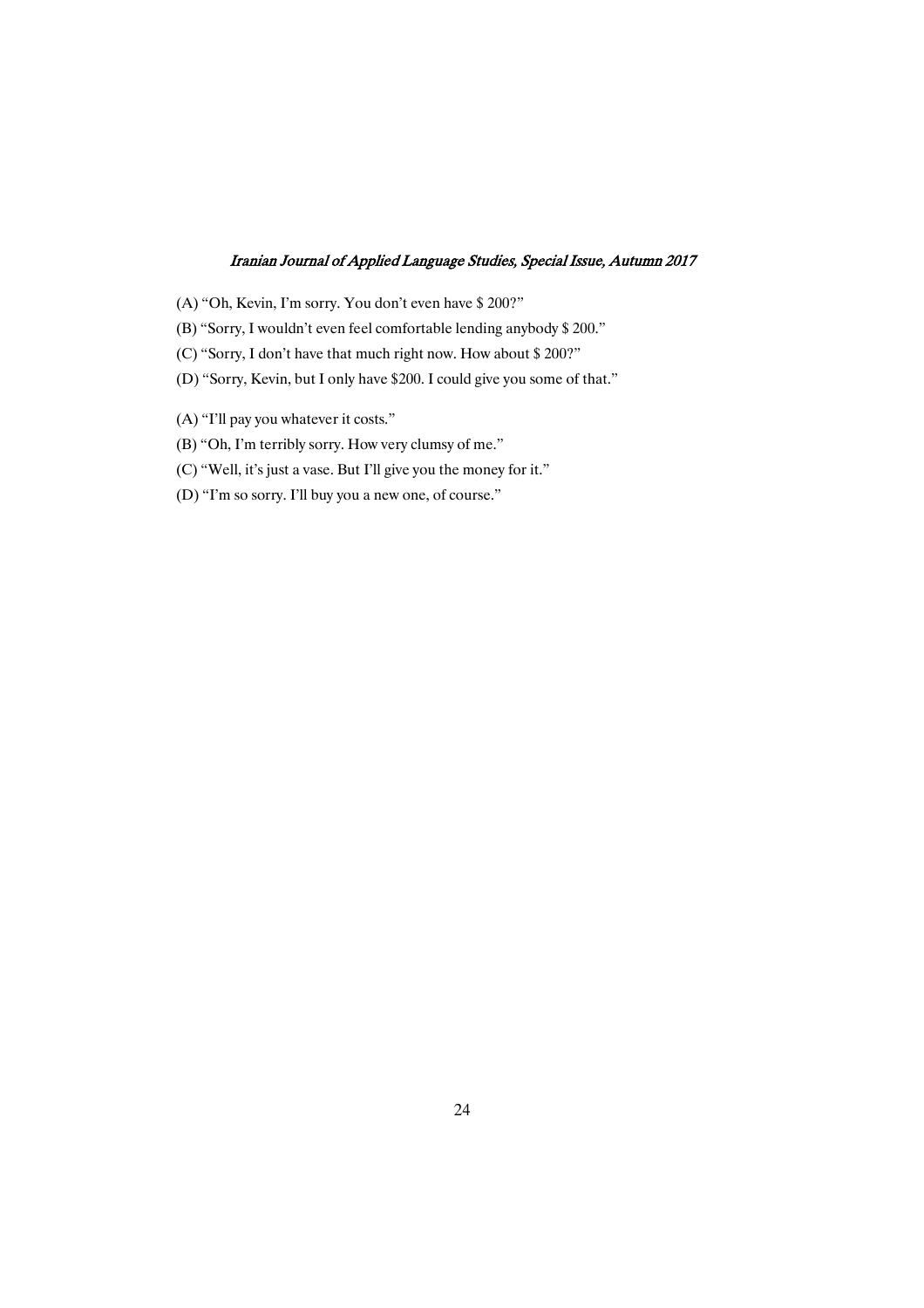(A) "Oh, Kevin, I'm sorry. You don't even have $ 200?"

(B) "Sorry, I wouldn't even feel comfortable lending anybody $ 200."

(C) "Sorry, I don't have that much right now. How about $ 200?"

(D) "Sorry, Kevin, but I only have $200. I could give you some of that."

(A) "I'll pay you whatever it costs."

(B) "Oh, I'm terribly sorry. How very clumsy of me."

(C) "Well, it's just a vase. But I'll give you the money for it."

(D) "I'm so sorry. I'll buy you a new one, of course."